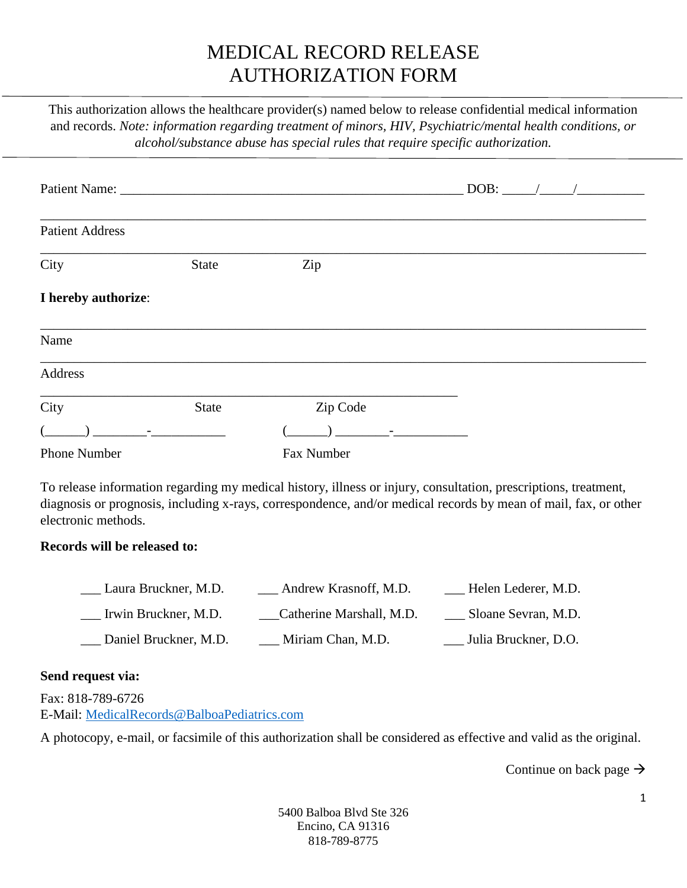# MEDICAL RECORD RELEASE AUTHORIZATION FORM

This authorization allows the healthcare provider(s) named below to release confidential medical information and records. *Note: information regarding treatment of minors, HIV, Psychiatric/mental health conditions, or alcohol/substance abuse has special rules that require specific authorization.*

Patient Name: ____________________________________________________ DOB: _____/_____/__________

_____________________________________________________________________________________

Patient Address

_____________________________________________________________________________________

City State Zip

**I hereby authorize**:

_____________________________________________________________________________________

Name

_____________________________________________________________________________________

Address

_______________________________________________________________

City State Zip Code

(______) ________-___________ (______) ________-___________

Phone Number Fax Number

To release information regarding my medical history, illness or injury, consultation, prescriptions, treatment, diagnosis or prognosis, including x-rays, correspondence, and/or medical records by mean of mail, fax, or other electronic methods.

**Records will be released to:**

___ Laura Bruckner, M.D. ___ Andrew Krasnoff, M.D. ___ Helen Lederer, M.D.

___ Irwin Bruckner, M.D. ___Catherine Marshall, M.D. ___ Sloane Sevran, M.D.

___ Daniel Bruckner, M.D. ___ Miriam Chan, M.D. ___ Julia Bruckner, D.O.

**Send request via:**

Fax: 818-789-6726
E-Mail: MedicalRecords@BalboaPediatrics.com

A photocopy, e-mail, or facsimile of this authorization shall be considered as effective and valid as the original.

Continue on back page →

5400 Balboa Blvd Ste 326
Encino, CA 91316
818-789-8775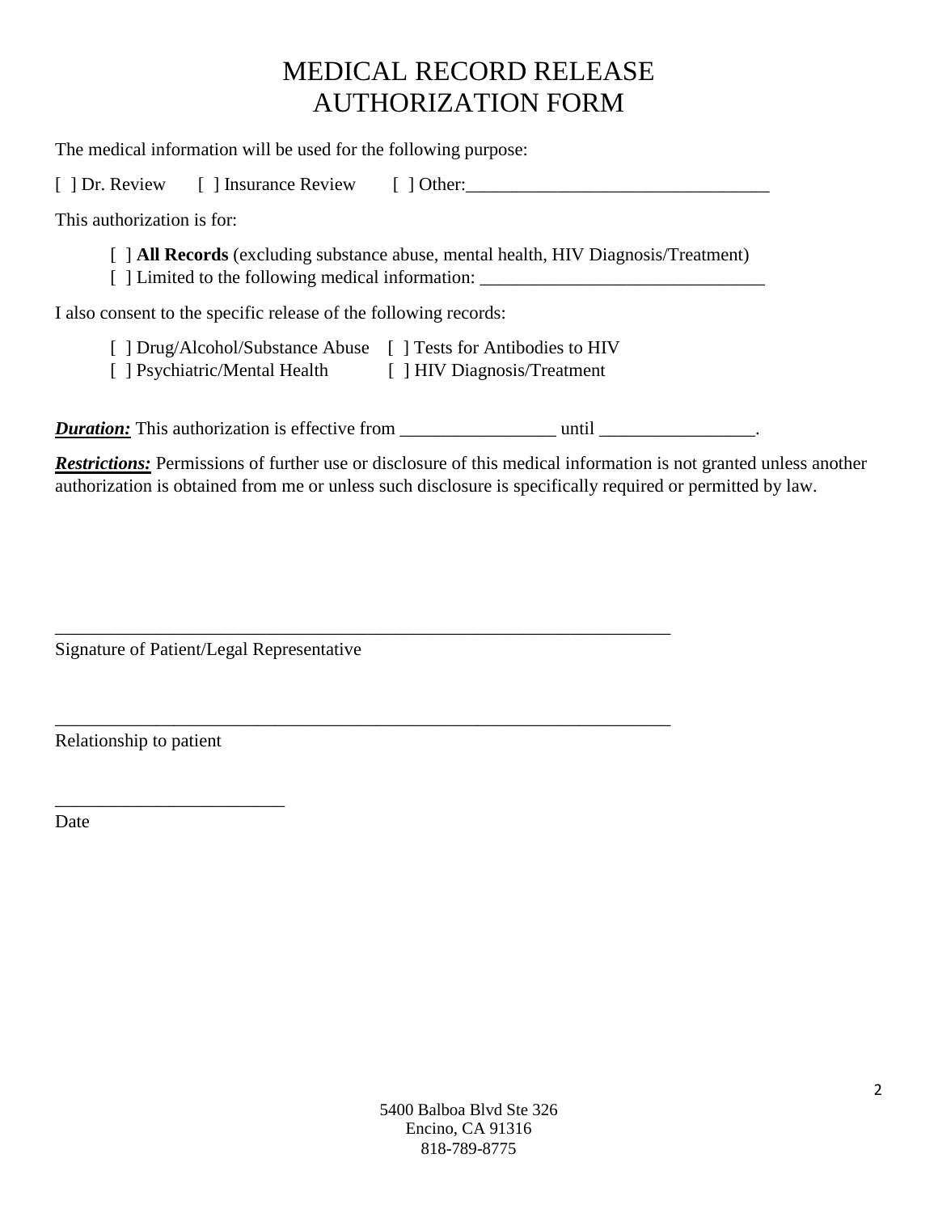# MEDICAL RECORD RELEASE AUTHORIZATION FORM

The medical information will be used for the following purpose:

[ ] Dr. Review [ ] Insurance Review [ ] Other:_________________________________

This authorization is for:

- [ ] **All Records** (excluding substance abuse, mental health, HIV Diagnosis/Treatment)
- [ ] Limited to the following medical information: _______________________________

I also consent to the specific release of the following records:

- [ ] Drug/Alcohol/Substance Abuse
- [ ] Tests for Antibodies to HIV
- [ ] Psychiatric/Mental Health
- [ ] HIV Diagnosis/Treatment

***Duration:*** This authorization is effective from _________________ until _________________.

***Restrictions:*** Permissions of further use or disclosure of this medical information is not granted unless another authorization is obtained from me or unless such disclosure is specifically required or permitted by law.

_____________________________________________________________________

Signature of Patient/Legal Representative

_____________________________________________________________________

Relationship to patient

_________________________

Date

5400 Balboa Blvd Ste 326
Encino, CA 91316
818-789-8775